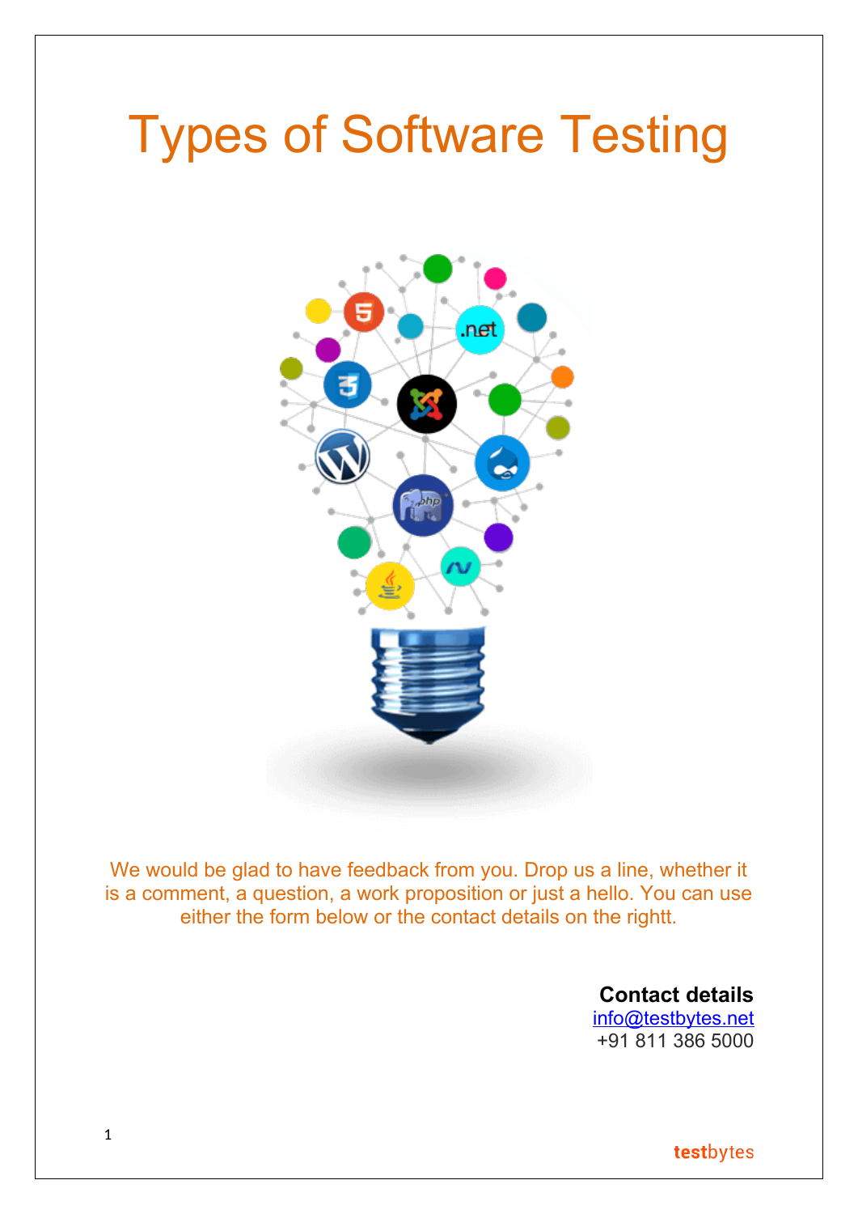# Types of Software Testing

We would be glad to have feedback from you. Drop us a line, whether it is a comment, a question, a work proposition or just a hello. You can use either the form below or the contact details on the rightt.

**Contact details**
info@testbytes.net
+91 811 386 5000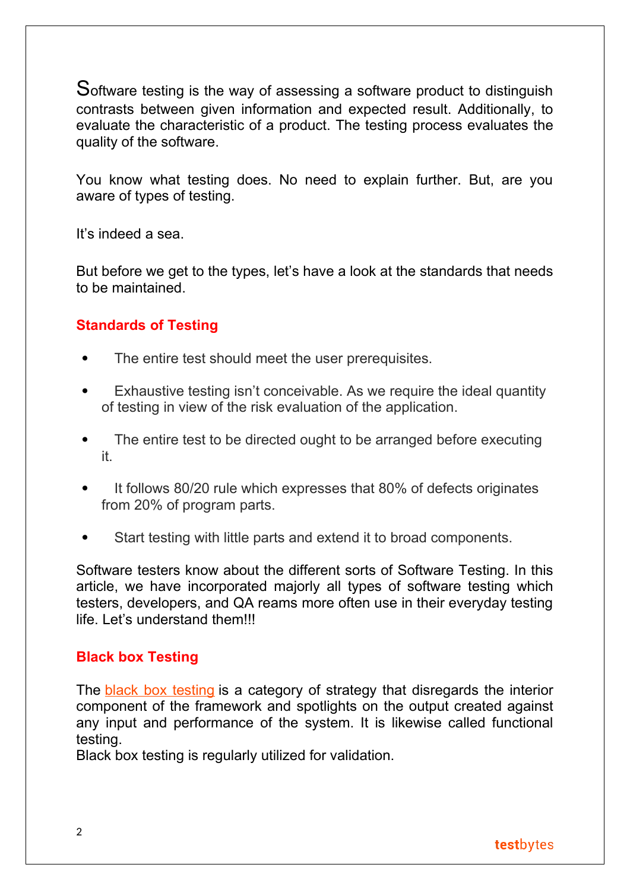Software testing is the way of assessing a software product to distinguish contrasts between given information and expected result. Additionally, to evaluate the characteristic of a product. The testing process evaluates the quality of the software.

You know what testing does. No need to explain further. But, are you aware of types of testing.

It's indeed a sea.

But before we get to the types, let's have a look at the standards that needs to be maintained.

## Standards of Testing

- The entire test should meet the user prerequisites.
- Exhaustive testing isn't conceivable. As we require the ideal quantity of testing in view of the risk evaluation of the application.
- The entire test to be directed ought to be arranged before executing it.
- It follows 80/20 rule which expresses that 80% of defects originates from 20% of program parts.
- Start testing with little parts and extend it to broad components.

Software testers know about the different sorts of Software Testing. In this article, we have incorporated majorly all types of software testing which testers, developers, and QA reams more often use in their everyday testing life. Let's understand them!!!

## Black box Testing

The black box testing is a category of strategy that disregards the interior component of the framework and spotlights on the output created against any input and performance of the system. It is likewise called functional testing.
Black box testing is regularly utilized for validation.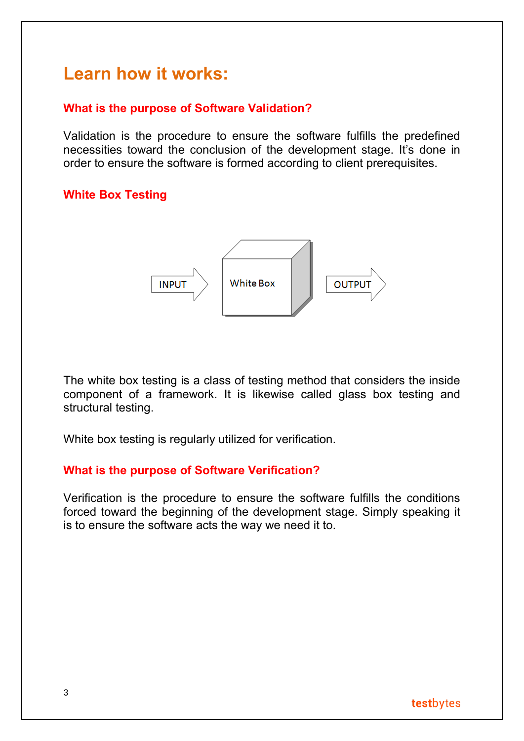# Learn how it works:

## What is the purpose of Software Validation?

Validation is the procedure to ensure the software fulfills the predefined necessities toward the conclusion of the development stage. It's done in order to ensure the software is formed according to client prerequisites.

## White Box Testing

INPUT → White Box → OUTPUT

The white box testing is a class of testing method that considers the inside component of a framework. It is likewise called glass box testing and structural testing.

White box testing is regularly utilized for verification.

## What is the purpose of Software Verification?

Verification is the procedure to ensure the software fulfills the conditions forced toward the beginning of the development stage. Simply speaking it is to ensure the software acts the way we need it to.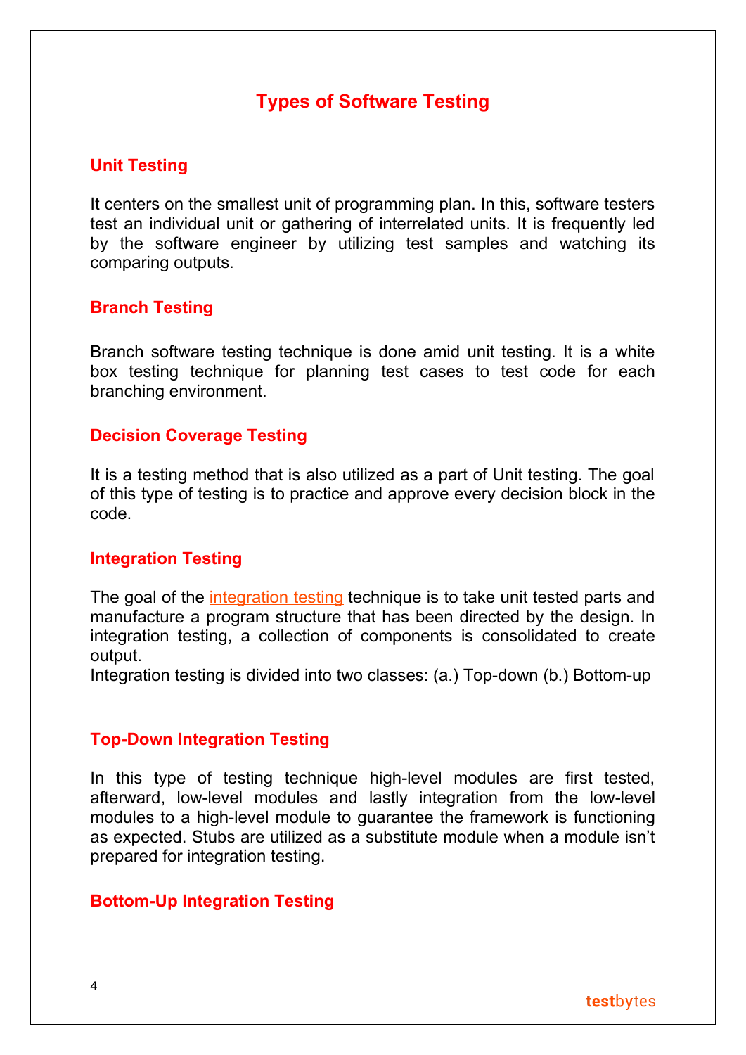# Types of Software Testing

## Unit Testing

It centers on the smallest unit of programming plan. In this, software testers test an individual unit or gathering of interrelated units. It is frequently led by the software engineer by utilizing test samples and watching its comparing outputs.

## Branch Testing

Branch software testing technique is done amid unit testing. It is a white box testing technique for planning test cases to test code for each branching environment.

## Decision Coverage Testing

It is a testing method that is also utilized as a part of Unit testing. The goal of this type of testing is to practice and approve every decision block in the code.

## Integration Testing

The goal of the integration testing technique is to take unit tested parts and manufacture a program structure that has been directed by the design. In integration testing, a collection of components is consolidated to create output.

Integration testing is divided into two classes: (a.) Top-down (b.) Bottom-up

## Top-Down Integration Testing

In this type of testing technique high-level modules are first tested, afterward, low-level modules and lastly integration from the low-level modules to a high-level module to guarantee the framework is functioning as expected. Stubs are utilized as a substitute module when a module isn't prepared for integration testing.

## Bottom-Up Integration Testing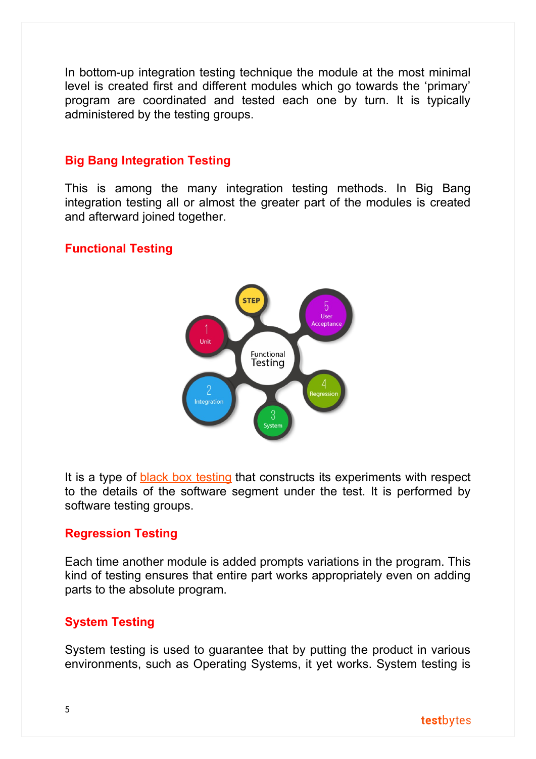In bottom-up integration testing technique the module at the most minimal level is created first and different modules which go towards the 'primary' program are coordinated and tested each one by turn. It is typically administered by the testing groups.

### Big Bang Integration Testing

This is among the many integration testing methods. In Big Bang integration testing all or almost the greater part of the modules is created and afterward joined together.

### Functional Testing

It is a type of black box testing that constructs its experiments with respect to the details of the software segment under the test. It is performed by software testing groups.

### Regression Testing

Each time another module is added prompts variations in the program. This kind of testing ensures that entire part works appropriately even on adding parts to the absolute program.

### System Testing

System testing is used to guarantee that by putting the product in various environments, such as Operating Systems, it yet works. System testing is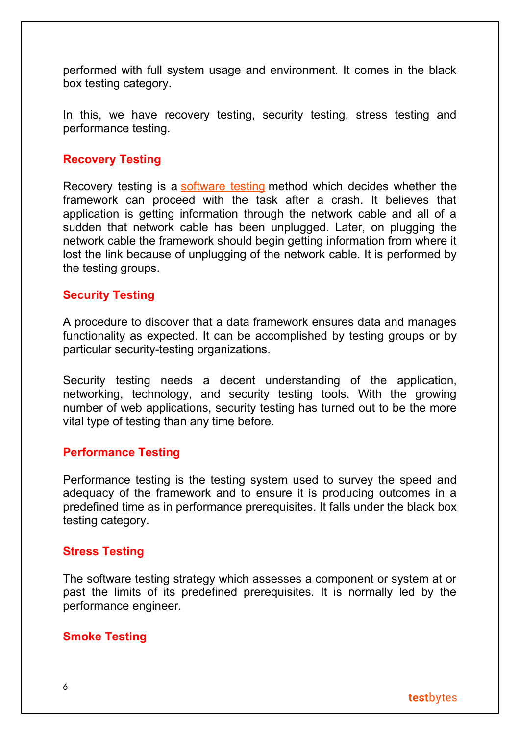performed with full system usage and environment. It comes in the black box testing category.

In this, we have recovery testing, security testing, stress testing and performance testing.

### Recovery Testing

Recovery testing is a [software testing](software testing) method which decides whether the framework can proceed with the task after a crash. It believes that application is getting information through the network cable and all of a sudden that network cable has been unplugged. Later, on plugging the network cable the framework should begin getting information from where it lost the link because of unplugging of the network cable. It is performed by the testing groups.

### Security Testing

A procedure to discover that a data framework ensures data and manages functionality as expected. It can be accomplished by testing groups or by particular security-testing organizations.

Security testing needs a decent understanding of the application, networking, technology, and security testing tools. With the growing number of web applications, security testing has turned out to be the more vital type of testing than any time before.

### Performance Testing

Performance testing is the testing system used to survey the speed and adequacy of the framework and to ensure it is producing outcomes in a predefined time as in performance prerequisites. It falls under the black box testing category.

### Stress Testing

The software testing strategy which assesses a component or system at or past the limits of its predefined prerequisites. It is normally led by the performance engineer.

### Smoke Testing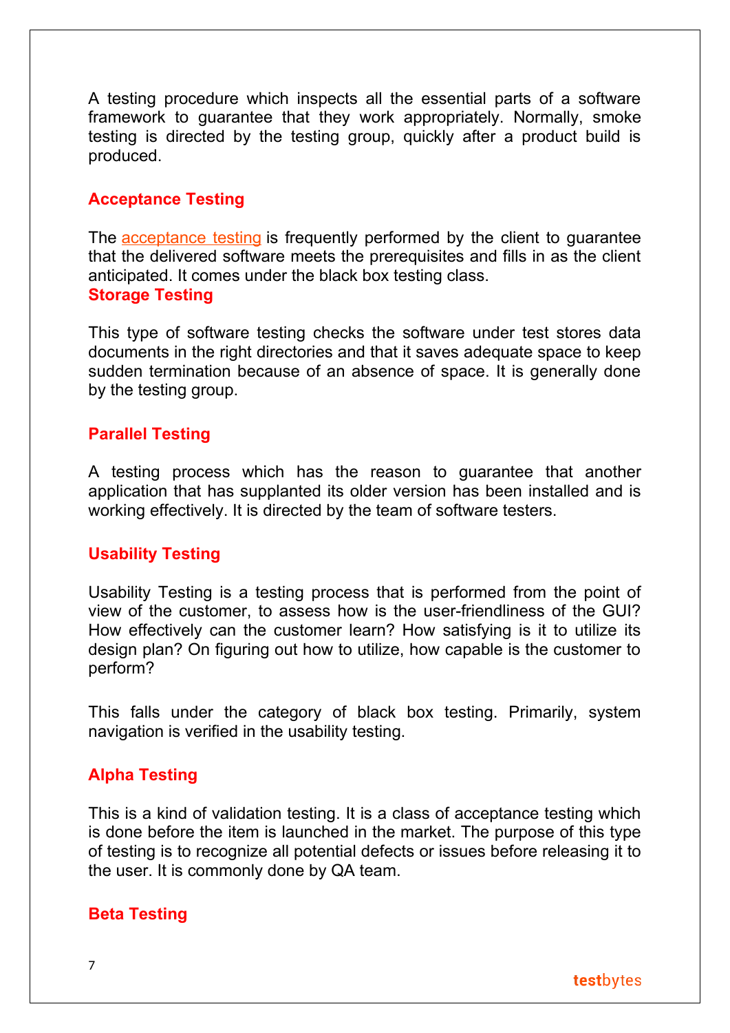A testing procedure which inspects all the essential parts of a software framework to guarantee that they work appropriately. Normally, smoke testing is directed by the testing group, quickly after a product build is produced.

### Acceptance Testing

The acceptance testing is frequently performed by the client to guarantee that the delivered software meets the prerequisites and fills in as the client anticipated. It comes under the black box testing class.

### Storage Testing

This type of software testing checks the software under test stores data documents in the right directories and that it saves adequate space to keep sudden termination because of an absence of space. It is generally done by the testing group.

### Parallel Testing

A testing process which has the reason to guarantee that another application that has supplanted its older version has been installed and is working effectively. It is directed by the team of software testers.

### Usability Testing

Usability Testing is a testing process that is performed from the point of view of the customer, to assess how is the user-friendliness of the GUI? How effectively can the customer learn? How satisfying is it to utilize its design plan? On figuring out how to utilize, how capable is the customer to perform?

This falls under the category of black box testing. Primarily, system navigation is verified in the usability testing.

### Alpha Testing

This is a kind of validation testing. It is a class of acceptance testing which is done before the item is launched in the market. The purpose of this type of testing is to recognize all potential defects or issues before releasing it to the user. It is commonly done by QA team.

### Beta Testing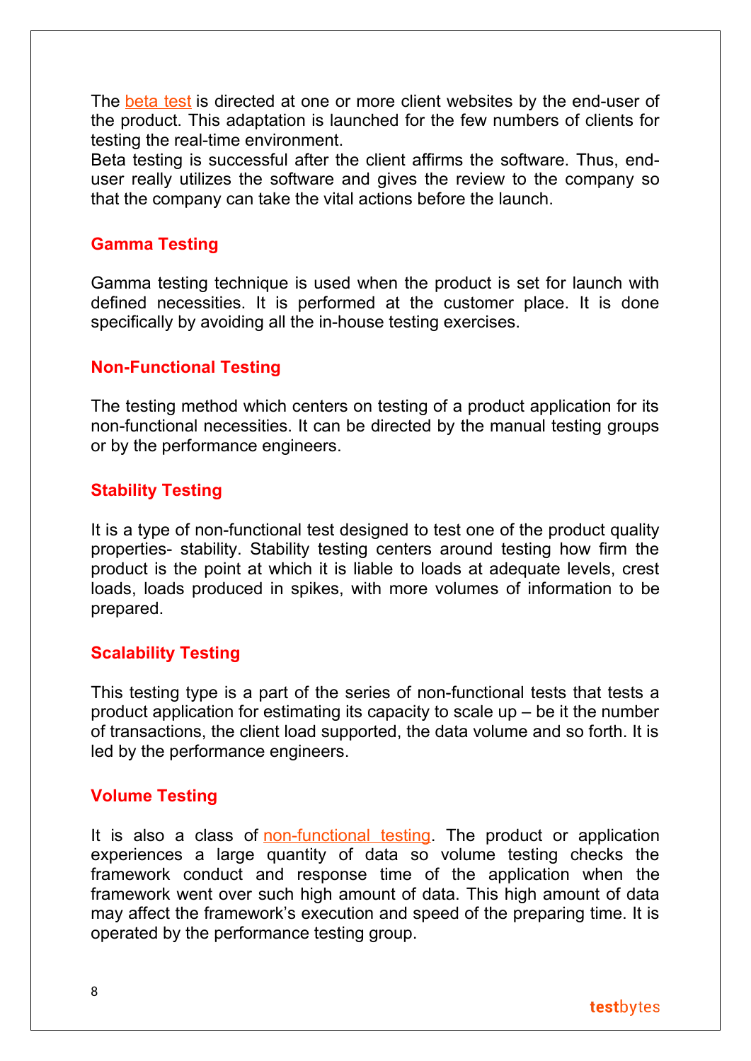The beta test is directed at one or more client websites by the end-user of the product. This adaptation is launched for the few numbers of clients for testing the real-time environment.
Beta testing is successful after the client affirms the software. Thus, end-user really utilizes the software and gives the review to the company so that the company can take the vital actions before the launch.

### Gamma Testing

Gamma testing technique is used when the product is set for launch with defined necessities. It is performed at the customer place. It is done specifically by avoiding all the in-house testing exercises.

### Non-Functional Testing

The testing method which centers on testing of a product application for its non-functional necessities. It can be directed by the manual testing groups or by the performance engineers.

### Stability Testing

It is a type of non-functional test designed to test one of the product quality properties- stability. Stability testing centers around testing how firm the product is the point at which it is liable to loads at adequate levels, crest loads, loads produced in spikes, with more volumes of information to be prepared.

### Scalability Testing

This testing type is a part of the series of non-functional tests that tests a product application for estimating its capacity to scale up – be it the number of transactions, the client load supported, the data volume and so forth. It is led by the performance engineers.

### Volume Testing

It is also a class of non-functional testing. The product or application experiences a large quantity of data so volume testing checks the framework conduct and response time of the application when the framework went over such high amount of data. This high amount of data may affect the framework's execution and speed of the preparing time. It is operated by the performance testing group.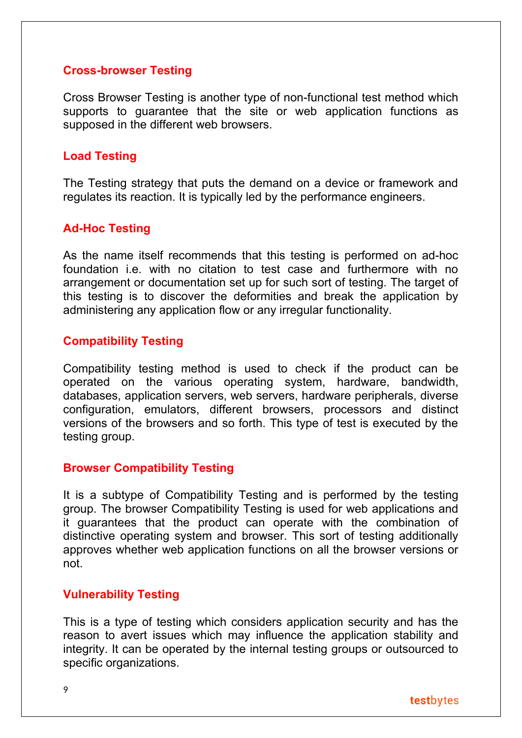### Cross-browser Testing

Cross Browser Testing is another type of non-functional test method which supports to guarantee that the site or web application functions as supposed in the different web browsers.

### Load Testing

The Testing strategy that puts the demand on a device or framework and regulates its reaction. It is typically led by the performance engineers.

### Ad-Hoc Testing

As the name itself recommends that this testing is performed on ad-hoc foundation i.e. with no citation to test case and furthermore with no arrangement or documentation set up for such sort of testing. The target of this testing is to discover the deformities and break the application by administering any application flow or any irregular functionality.

### Compatibility Testing

Compatibility testing method is used to check if the product can be operated on the various operating system, hardware, bandwidth, databases, application servers, web servers, hardware peripherals, diverse configuration, emulators, different browsers, processors and distinct versions of the browsers and so forth. This type of test is executed by the testing group.

### Browser Compatibility Testing

It is a subtype of Compatibility Testing and is performed by the testing group. The browser Compatibility Testing is used for web applications and it guarantees that the product can operate with the combination of distinctive operating system and browser. This sort of testing additionally approves whether web application functions on all the browser versions or not.

### Vulnerability Testing

This is a type of testing which considers application security and has the reason to avert issues which may influence the application stability and integrity. It can be operated by the internal testing groups or outsourced to specific organizations.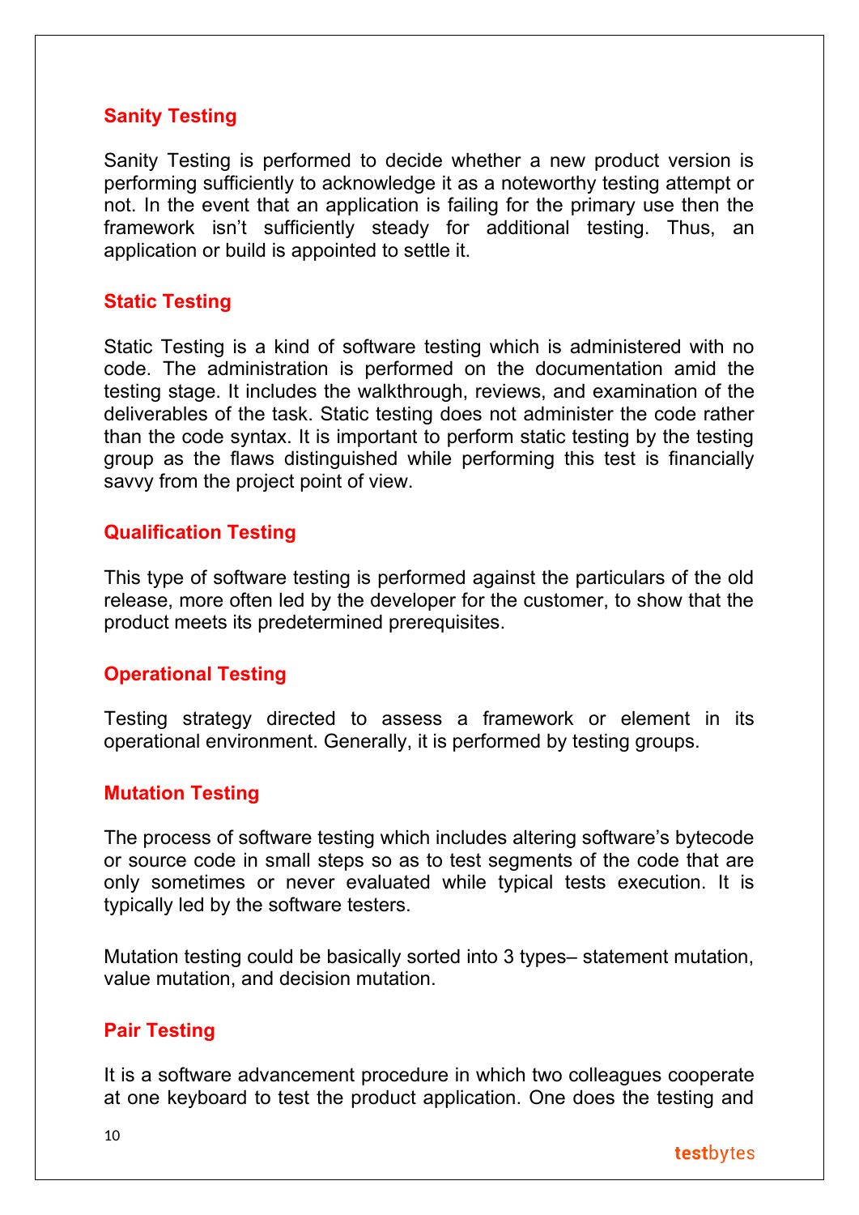### Sanity Testing

Sanity Testing is performed to decide whether a new product version is performing sufficiently to acknowledge it as a noteworthy testing attempt or not. In the event that an application is failing for the primary use then the framework isn't sufficiently steady for additional testing. Thus, an application or build is appointed to settle it.

### Static Testing

Static Testing is a kind of software testing which is administered with no code. The administration is performed on the documentation amid the testing stage. It includes the walkthrough, reviews, and examination of the deliverables of the task. Static testing does not administer the code rather than the code syntax. It is important to perform static testing by the testing group as the flaws distinguished while performing this test is financially savvy from the project point of view.

### Qualification Testing

This type of software testing is performed against the particulars of the old release, more often led by the developer for the customer, to show that the product meets its predetermined prerequisites.

### Operational Testing

Testing strategy directed to assess a framework or element in its operational environment. Generally, it is performed by testing groups.

### Mutation Testing

The process of software testing which includes altering software's bytecode or source code in small steps so as to test segments of the code that are only sometimes or never evaluated while typical tests execution. It is typically led by the software testers.

Mutation testing could be basically sorted into 3 types– statement mutation, value mutation, and decision mutation.

### Pair Testing

It is a software advancement procedure in which two colleagues cooperate at one keyboard to test the product application. One does the testing and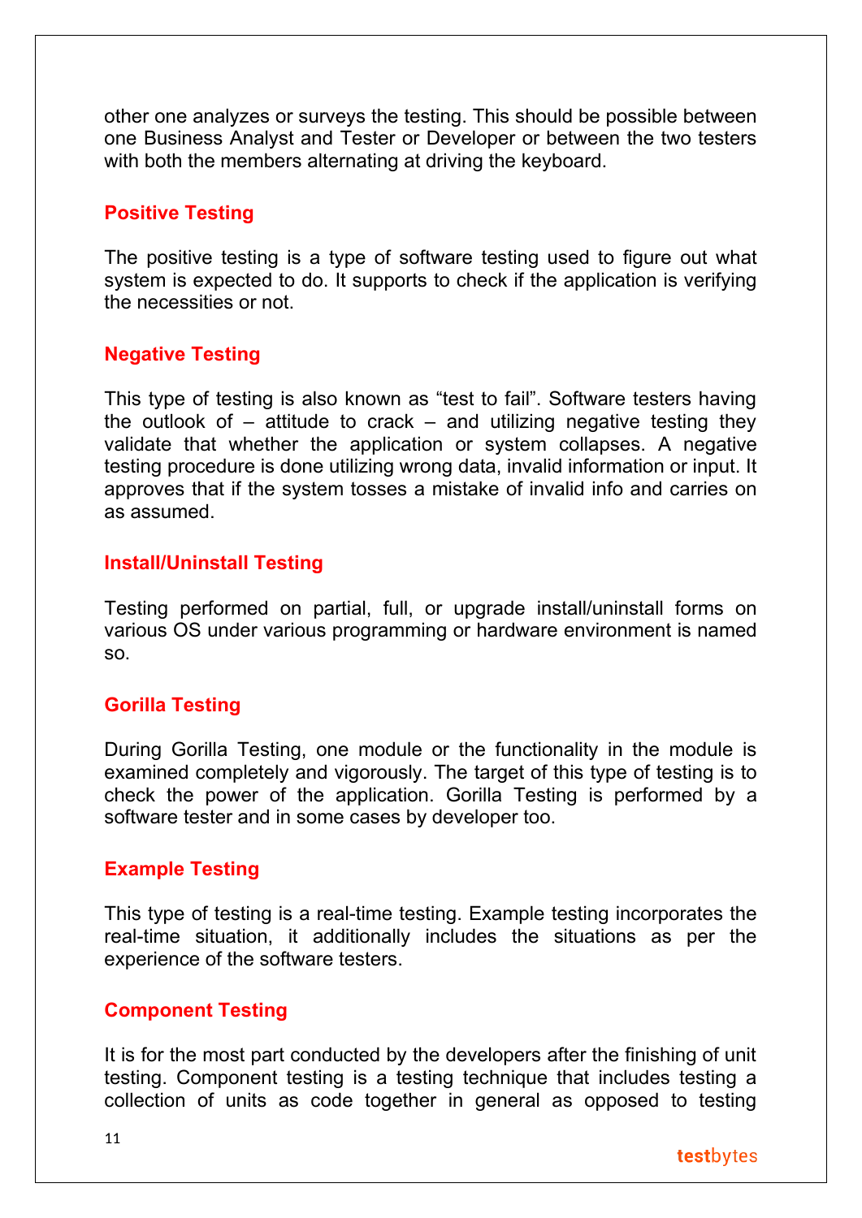other one analyzes or surveys the testing. This should be possible between one Business Analyst and Tester or Developer or between the two testers with both the members alternating at driving the keyboard.

### Positive Testing

The positive testing is a type of software testing used to figure out what system is expected to do. It supports to check if the application is verifying the necessities or not.

### Negative Testing

This type of testing is also known as "test to fail". Software testers having the outlook of – attitude to crack – and utilizing negative testing they validate that whether the application or system collapses. A negative testing procedure is done utilizing wrong data, invalid information or input. It approves that if the system tosses a mistake of invalid info and carries on as assumed.

### Install/Uninstall Testing

Testing performed on partial, full, or upgrade install/uninstall forms on various OS under various programming or hardware environment is named so.

### Gorilla Testing

During Gorilla Testing, one module or the functionality in the module is examined completely and vigorously. The target of this type of testing is to check the power of the application. Gorilla Testing is performed by a software tester and in some cases by developer too.

### Example Testing

This type of testing is a real-time testing. Example testing incorporates the real-time situation, it additionally includes the situations as per the experience of the software testers.

### Component Testing

It is for the most part conducted by the developers after the finishing of unit testing. Component testing is a testing technique that includes testing a collection of units as code together in general as opposed to testing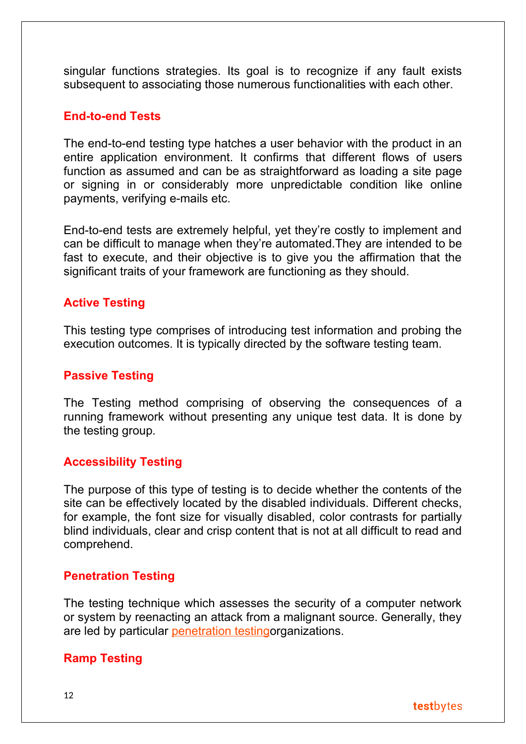singular functions strategies. Its goal is to recognize if any fault exists subsequent to associating those numerous functionalities with each other.

### End-to-end Tests

The end-to-end testing type hatches a user behavior with the product in an entire application environment. It confirms that different flows of users function as assumed and can be as straightforward as loading a site page or signing in or considerably more unpredictable condition like online payments, verifying e-mails etc.

End-to-end tests are extremely helpful, yet they're costly to implement and can be difficult to manage when they're automated.They are intended to be fast to execute, and their objective is to give you the affirmation that the significant traits of your framework are functioning as they should.

### Active Testing

This testing type comprises of introducing test information and probing the execution outcomes. It is typically directed by the software testing team.

### Passive Testing

The Testing method comprising of observing the consequences of a running framework without presenting any unique test data. It is done by the testing group.

### Accessibility Testing

The purpose of this type of testing is to decide whether the contents of the site can be effectively located by the disabled individuals. Different checks, for example, the font size for visually disabled, color contrasts for partially blind individuals, clear and crisp content that is not at all difficult to read and comprehend.

### Penetration Testing

The testing technique which assesses the security of a computer network or system by reenacting an attack from a malignant source. Generally, they are led by particular penetration testingorganizations.

### Ramp Testing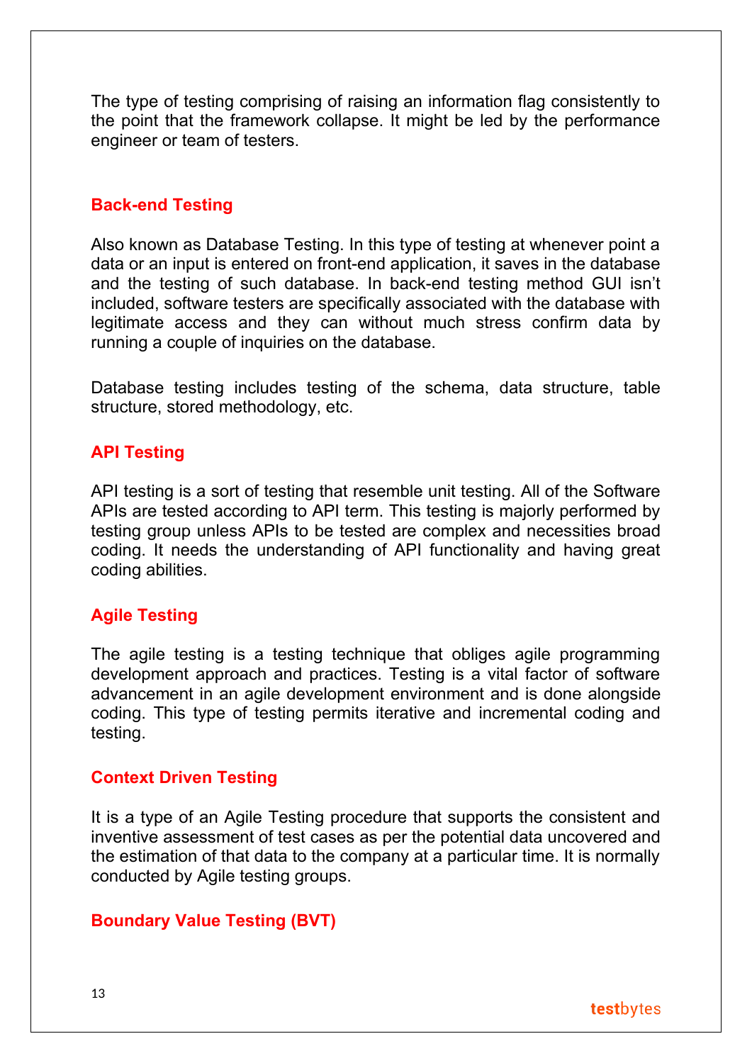The type of testing comprising of raising an information flag consistently to the point that the framework collapse. It might be led by the performance engineer or team of testers.

### Back-end Testing

Also known as Database Testing. In this type of testing at whenever point a data or an input is entered on front-end application, it saves in the database and the testing of such database. In back-end testing method GUI isn't included, software testers are specifically associated with the database with legitimate access and they can without much stress confirm data by running a couple of inquiries on the database.

Database testing includes testing of the schema, data structure, table structure, stored methodology, etc.

### API Testing

API testing is a sort of testing that resemble unit testing. All of the Software APIs are tested according to API term. This testing is majorly performed by testing group unless APIs to be tested are complex and necessities broad coding. It needs the understanding of API functionality and having great coding abilities.

### Agile Testing

The agile testing is a testing technique that obliges agile programming development approach and practices. Testing is a vital factor of software advancement in an agile development environment and is done alongside coding. This type of testing permits iterative and incremental coding and testing.

### Context Driven Testing

It is a type of an Agile Testing procedure that supports the consistent and inventive assessment of test cases as per the potential data uncovered and the estimation of that data to the company at a particular time. It is normally conducted by Agile testing groups.

### Boundary Value Testing (BVT)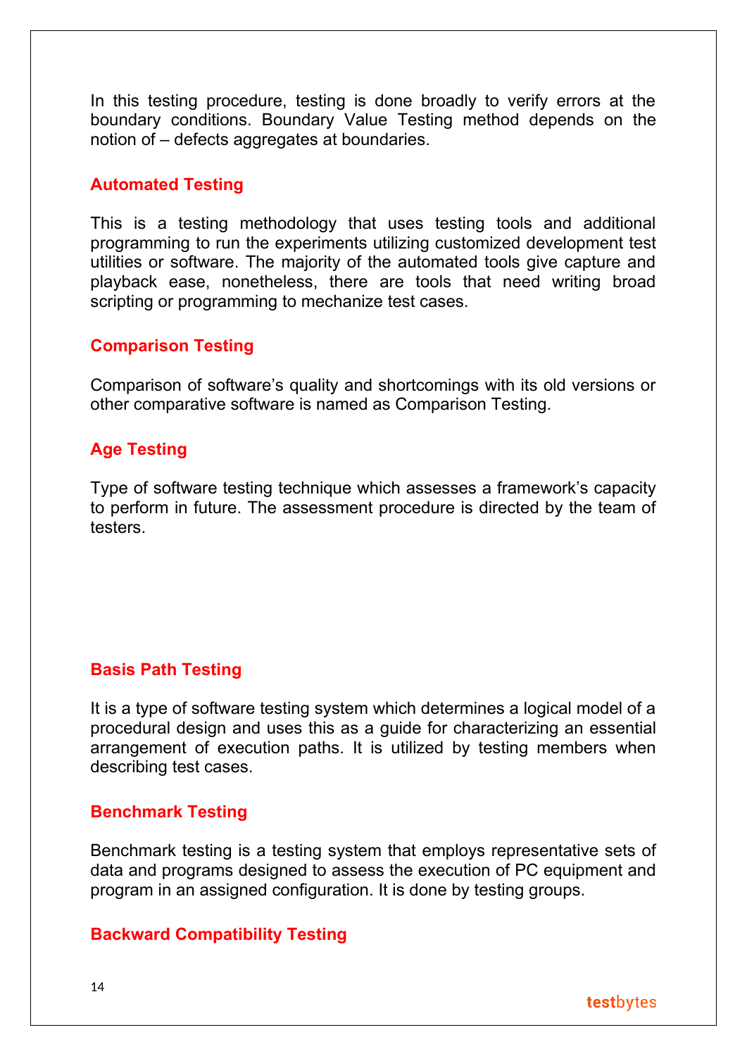In this testing procedure, testing is done broadly to verify errors at the boundary conditions. Boundary Value Testing method depends on the notion of – defects aggregates at boundaries.

### Automated Testing

This is a testing methodology that uses testing tools and additional programming to run the experiments utilizing customized development test utilities or software. The majority of the automated tools give capture and playback ease, nonetheless, there are tools that need writing broad scripting or programming to mechanize test cases.

### Comparison Testing

Comparison of software's quality and shortcomings with its old versions or other comparative software is named as Comparison Testing.

### Age Testing

Type of software testing technique which assesses a framework's capacity to perform in future. The assessment procedure is directed by the team of testers.

### Basis Path Testing

It is a type of software testing system which determines a logical model of a procedural design and uses this as a guide for characterizing an essential arrangement of execution paths. It is utilized by testing members when describing test cases.

### Benchmark Testing

Benchmark testing is a testing system that employs representative sets of data and programs designed to assess the execution of PC equipment and program in an assigned configuration. It is done by testing groups.

### Backward Compatibility Testing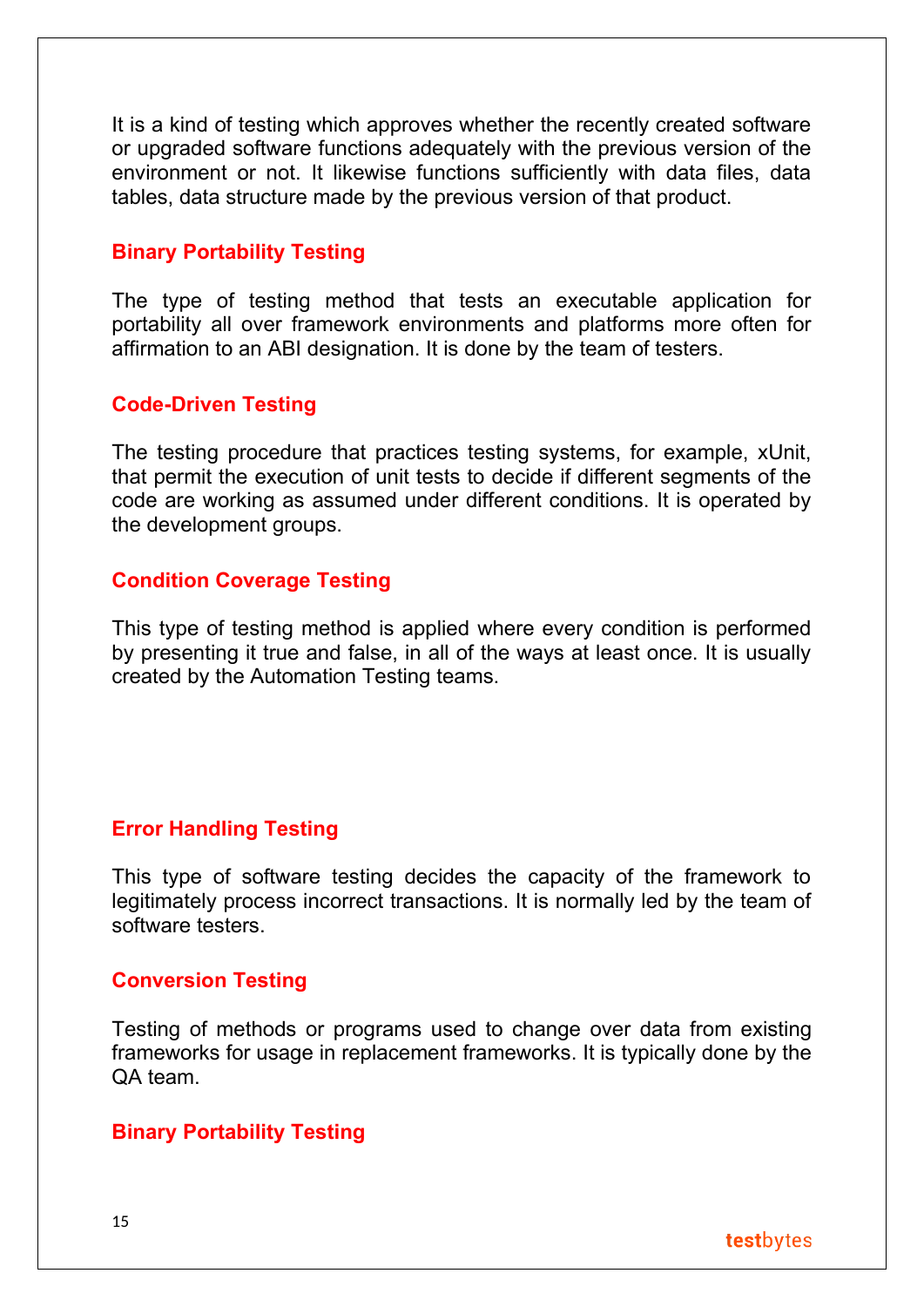It is a kind of testing which approves whether the recently created software or upgraded software functions adequately with the previous version of the environment or not. It likewise functions sufficiently with data files, data tables, data structure made by the previous version of that product.

### Binary Portability Testing

The type of testing method that tests an executable application for portability all over framework environments and platforms more often for affirmation to an ABI designation. It is done by the team of testers.

### Code-Driven Testing

The testing procedure that practices testing systems, for example, xUnit, that permit the execution of unit tests to decide if different segments of the code are working as assumed under different conditions. It is operated by the development groups.

### Condition Coverage Testing

This type of testing method is applied where every condition is performed by presenting it true and false, in all of the ways at least once. It is usually created by the Automation Testing teams.

### Error Handling Testing

This type of software testing decides the capacity of the framework to legitimately process incorrect transactions. It is normally led by the team of software testers.

### Conversion Testing

Testing of methods or programs used to change over data from existing frameworks for usage in replacement frameworks. It is typically done by the QA team.

### Binary Portability Testing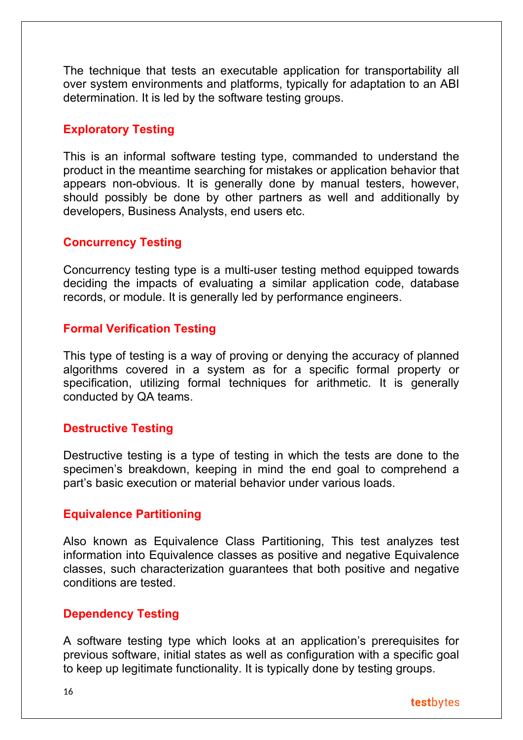The technique that tests an executable application for transportability all over system environments and platforms, typically for adaptation to an ABI determination. It is led by the software testing groups.

### Exploratory Testing

This is an informal software testing type, commanded to understand the product in the meantime searching for mistakes or application behavior that appears non-obvious. It is generally done by manual testers, however, should possibly be done by other partners as well and additionally by developers, Business Analysts, end users etc.

### Concurrency Testing

Concurrency testing type is a multi-user testing method equipped towards deciding the impacts of evaluating a similar application code, database records, or module. It is generally led by performance engineers.

### Formal Verification Testing

This type of testing is a way of proving or denying the accuracy of planned algorithms covered in a system as for a specific formal property or specification, utilizing formal techniques for arithmetic. It is generally conducted by QA teams.

### Destructive Testing

Destructive testing is a type of testing in which the tests are done to the specimen's breakdown, keeping in mind the end goal to comprehend a part's basic execution or material behavior under various loads.

### Equivalence Partitioning

Also known as Equivalence Class Partitioning, This test analyzes test information into Equivalence classes as positive and negative Equivalence classes, such characterization guarantees that both positive and negative conditions are tested.

### Dependency Testing

A software testing type which looks at an application's prerequisites for previous software, initial states as well as configuration with a specific goal to keep up legitimate functionality. It is typically done by testing groups.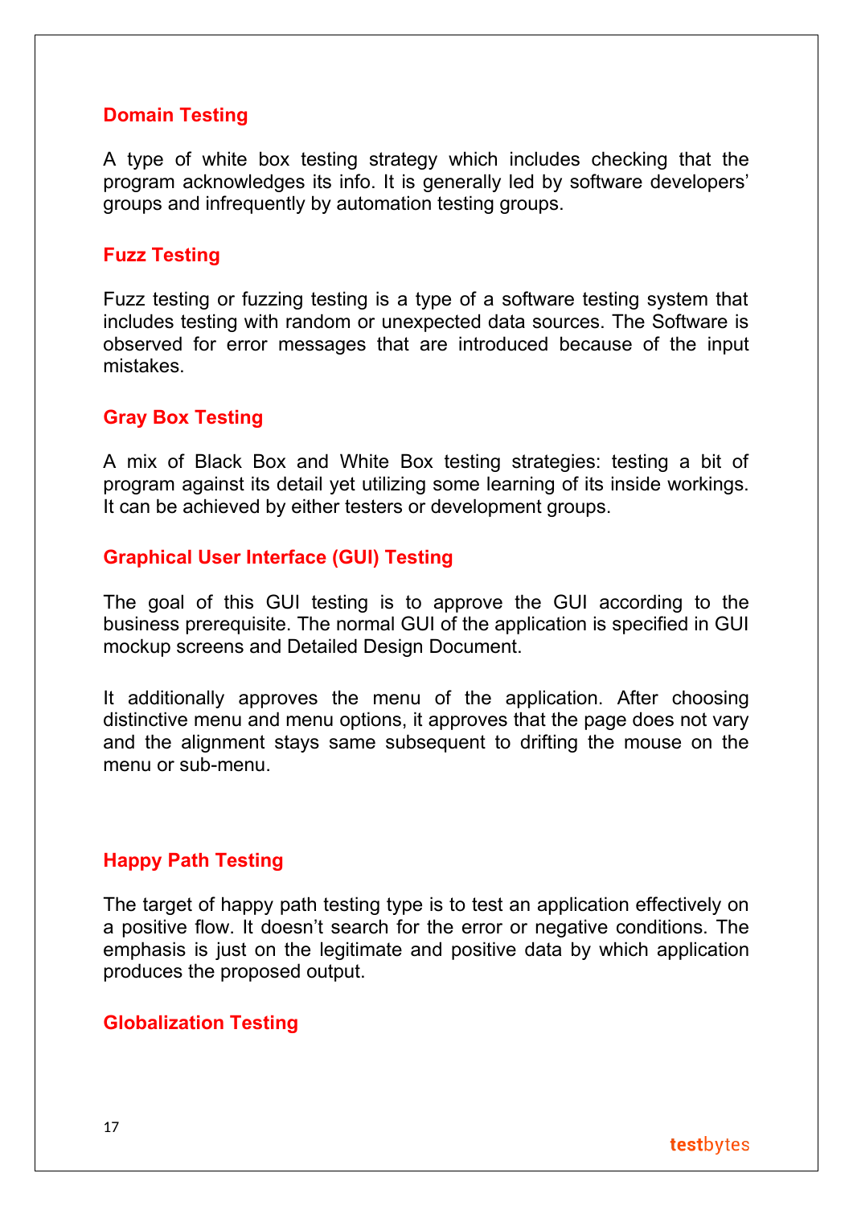### Domain Testing

A type of white box testing strategy which includes checking that the program acknowledges its info. It is generally led by software developers' groups and infrequently by automation testing groups.

### Fuzz Testing

Fuzz testing or fuzzing testing is a type of a software testing system that includes testing with random or unexpected data sources. The Software is observed for error messages that are introduced because of the input mistakes.

### Gray Box Testing

A mix of Black Box and White Box testing strategies: testing a bit of program against its detail yet utilizing some learning of its inside workings. It can be achieved by either testers or development groups.

### Graphical User Interface (GUI) Testing

The goal of this GUI testing is to approve the GUI according to the business prerequisite. The normal GUI of the application is specified in GUI mockup screens and Detailed Design Document.

It additionally approves the menu of the application. After choosing distinctive menu and menu options, it approves that the page does not vary and the alignment stays same subsequent to drifting the mouse on the menu or sub-menu.

### Happy Path Testing

The target of happy path testing type is to test an application effectively on a positive flow. It doesn't search for the error or negative conditions. The emphasis is just on the legitimate and positive data by which application produces the proposed output.

### Globalization Testing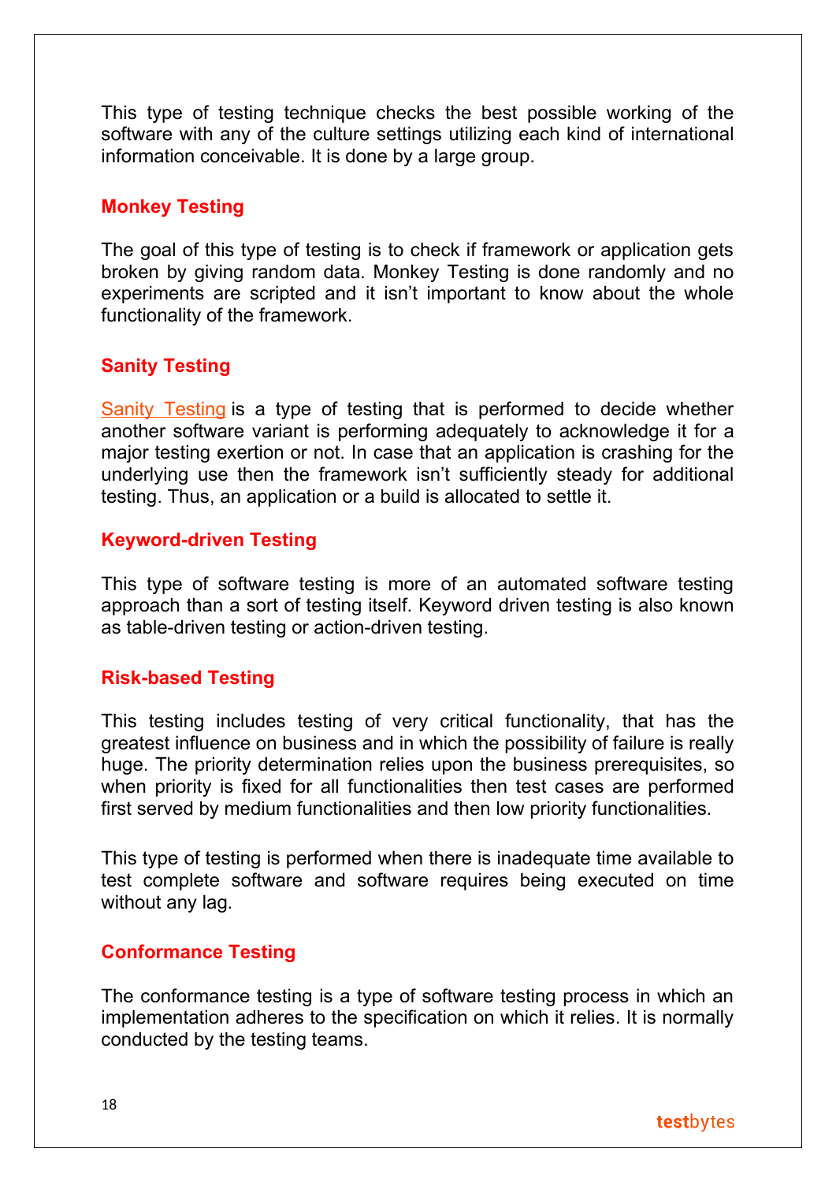This type of testing technique checks the best possible working of the software with any of the culture settings utilizing each kind of international information conceivable. It is done by a large group.

### Monkey Testing

The goal of this type of testing is to check if framework or application gets broken by giving random data. Monkey Testing is done randomly and no experiments are scripted and it isn't important to know about the whole functionality of the framework.

### Sanity Testing

Sanity Testing is a type of testing that is performed to decide whether another software variant is performing adequately to acknowledge it for a major testing exertion or not. In case that an application is crashing for the underlying use then the framework isn't sufficiently steady for additional testing. Thus, an application or a build is allocated to settle it.

### Keyword-driven Testing

This type of software testing is more of an automated software testing approach than a sort of testing itself. Keyword driven testing is also known as table-driven testing or action-driven testing.

### Risk-based Testing

This testing includes testing of very critical functionality, that has the greatest influence on business and in which the possibility of failure is really huge. The priority determination relies upon the business prerequisites, so when priority is fixed for all functionalities then test cases are performed first served by medium functionalities and then low priority functionalities.

This type of testing is performed when there is inadequate time available to test complete software and software requires being executed on time without any lag.

### Conformance Testing

The conformance testing is a type of software testing process in which an implementation adheres to the specification on which it relies. It is normally conducted by the testing teams.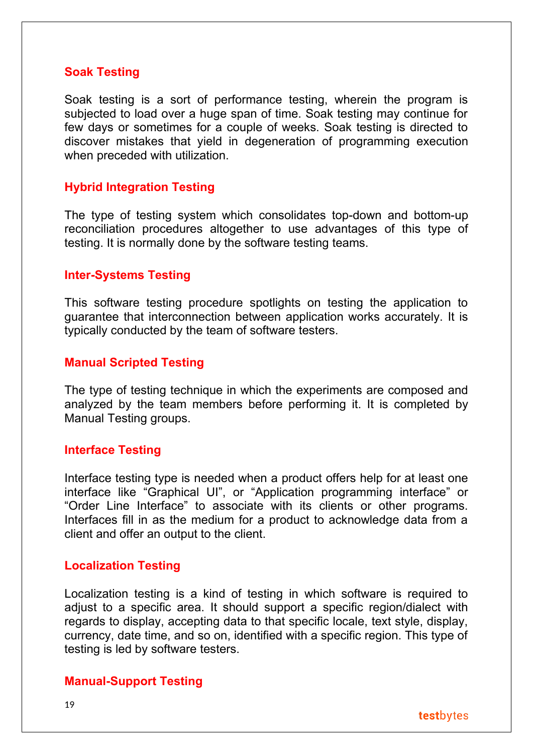## Soak Testing

Soak testing is a sort of performance testing, wherein the program is subjected to load over a huge span of time. Soak testing may continue for few days or sometimes for a couple of weeks. Soak testing is directed to discover mistakes that yield in degeneration of programming execution when preceded with utilization.

## Hybrid Integration Testing

The type of testing system which consolidates top-down and bottom-up reconciliation procedures altogether to use advantages of this type of testing. It is normally done by the software testing teams.

## Inter-Systems Testing

This software testing procedure spotlights on testing the application to guarantee that interconnection between application works accurately. It is typically conducted by the team of software testers.

## Manual Scripted Testing

The type of testing technique in which the experiments are composed and analyzed by the team members before performing it. It is completed by Manual Testing groups.

## Interface Testing

Interface testing type is needed when a product offers help for at least one interface like "Graphical UI", or "Application programming interface" or "Order Line Interface" to associate with its clients or other programs. Interfaces fill in as the medium for a product to acknowledge data from a client and offer an output to the client.

## Localization Testing

Localization testing is a kind of testing in which software is required to adjust to a specific area. It should support a specific region/dialect with regards to display, accepting data to that specific locale, text style, display, currency, date time, and so on, identified with a specific region. This type of testing is led by software testers.

## Manual-Support Testing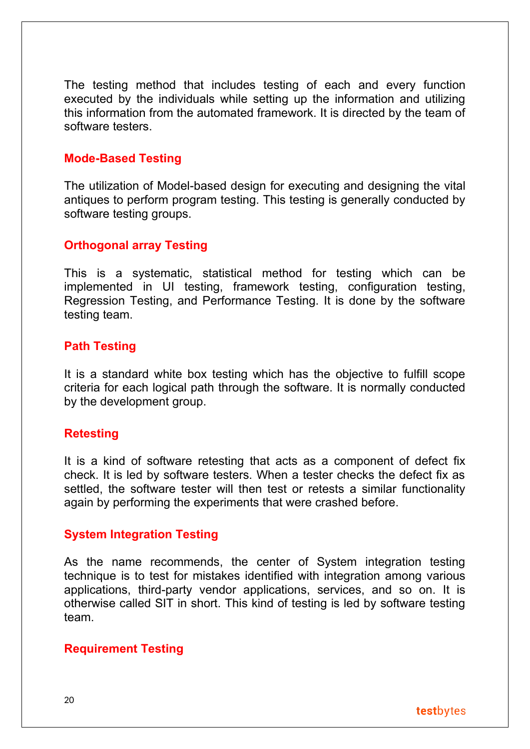The testing method that includes testing of each and every function executed by the individuals while setting up the information and utilizing this information from the automated framework. It is directed by the team of software testers.

### Mode-Based Testing

The utilization of Model-based design for executing and designing the vital antiques to perform program testing. This testing is generally conducted by software testing groups.

### Orthogonal array Testing

This is a systematic, statistical method for testing which can be implemented in UI testing, framework testing, configuration testing, Regression Testing, and Performance Testing. It is done by the software testing team.

### Path Testing

It is a standard white box testing which has the objective to fulfill scope criteria for each logical path through the software. It is normally conducted by the development group.

### Retesting

It is a kind of software retesting that acts as a component of defect fix check. It is led by software testers. When a tester checks the defect fix as settled, the software tester will then test or retests a similar functionality again by performing the experiments that were crashed before.

### System Integration Testing

As the name recommends, the center of System integration testing technique is to test for mistakes identified with integration among various applications, third-party vendor applications, services, and so on. It is otherwise called SIT in short. This kind of testing is led by software testing team.

### Requirement Testing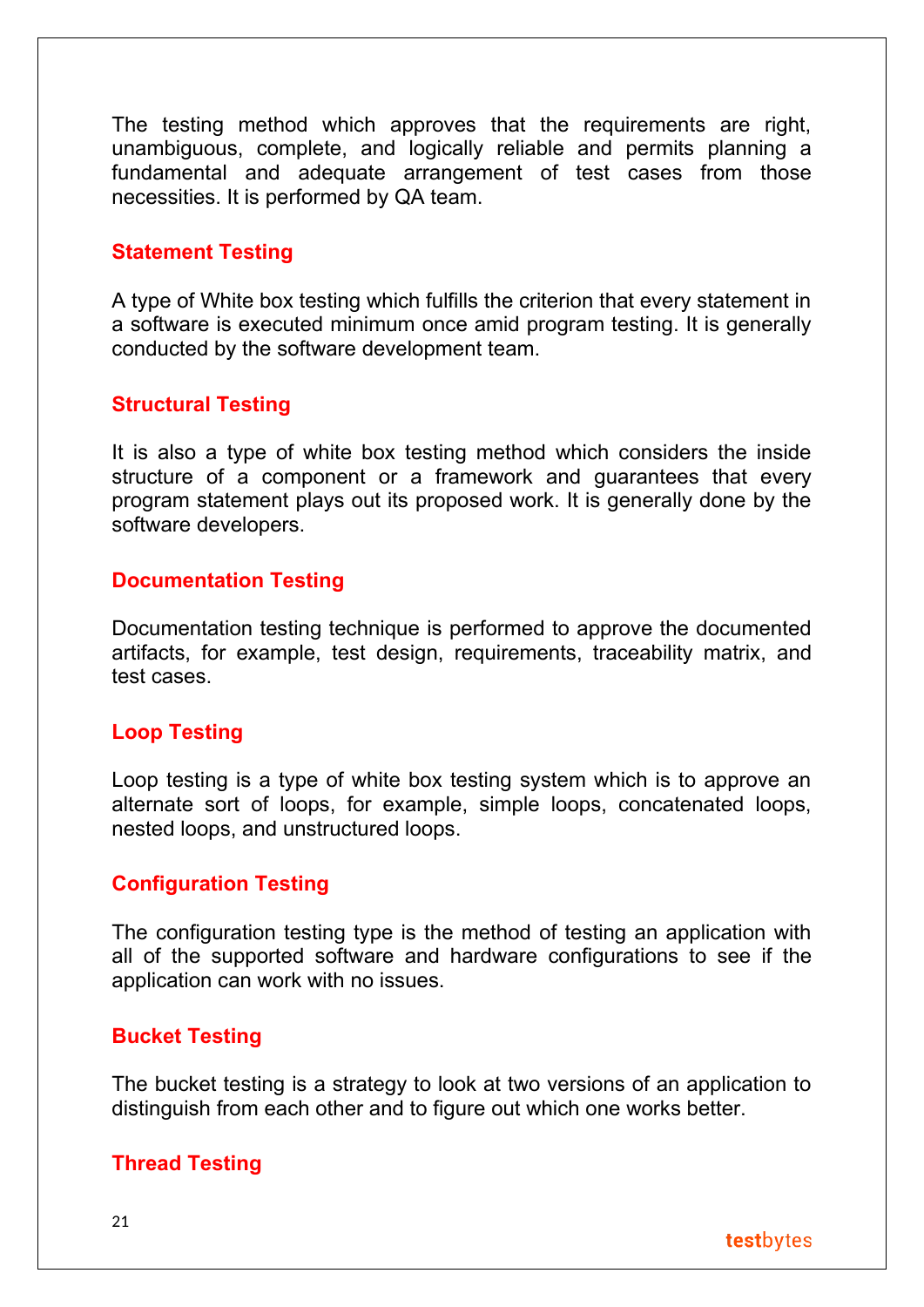The testing method which approves that the requirements are right, unambiguous, complete, and logically reliable and permits planning a fundamental and adequate arrangement of test cases from those necessities. It is performed by QA team.

### Statement Testing

A type of White box testing which fulfills the criterion that every statement in a software is executed minimum once amid program testing. It is generally conducted by the software development team.

### Structural Testing

It is also a type of white box testing method which considers the inside structure of a component or a framework and guarantees that every program statement plays out its proposed work. It is generally done by the software developers.

### Documentation Testing

Documentation testing technique is performed to approve the documented artifacts, for example, test design, requirements, traceability matrix, and test cases.

### Loop Testing

Loop testing is a type of white box testing system which is to approve an alternate sort of loops, for example, simple loops, concatenated loops, nested loops, and unstructured loops.

### Configuration Testing

The configuration testing type is the method of testing an application with all of the supported software and hardware configurations to see if the application can work with no issues.

### Bucket Testing

The bucket testing is a strategy to look at two versions of an application to distinguish from each other and to figure out which one works better.

### Thread Testing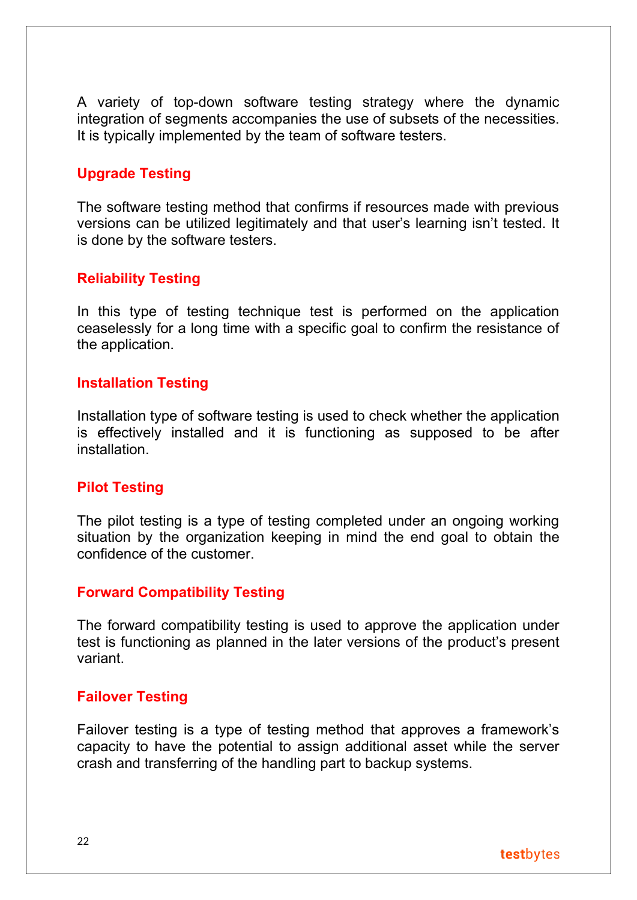A variety of top-down software testing strategy where the dynamic integration of segments accompanies the use of subsets of the necessities. It is typically implemented by the team of software testers.

### Upgrade Testing

The software testing method that confirms if resources made with previous versions can be utilized legitimately and that user's learning isn't tested. It is done by the software testers.

### Reliability Testing

In this type of testing technique test is performed on the application ceaselessly for a long time with a specific goal to confirm the resistance of the application.

### Installation Testing

Installation type of software testing is used to check whether the application is effectively installed and it is functioning as supposed to be after installation.

### Pilot Testing

The pilot testing is a type of testing completed under an ongoing working situation by the organization keeping in mind the end goal to obtain the confidence of the customer.

### Forward Compatibility Testing

The forward compatibility testing is used to approve the application under test is functioning as planned in the later versions of the product's present variant.

### Failover Testing

Failover testing is a type of testing method that approves a framework's capacity to have the potential to assign additional asset while the server crash and transferring of the handling part to backup systems.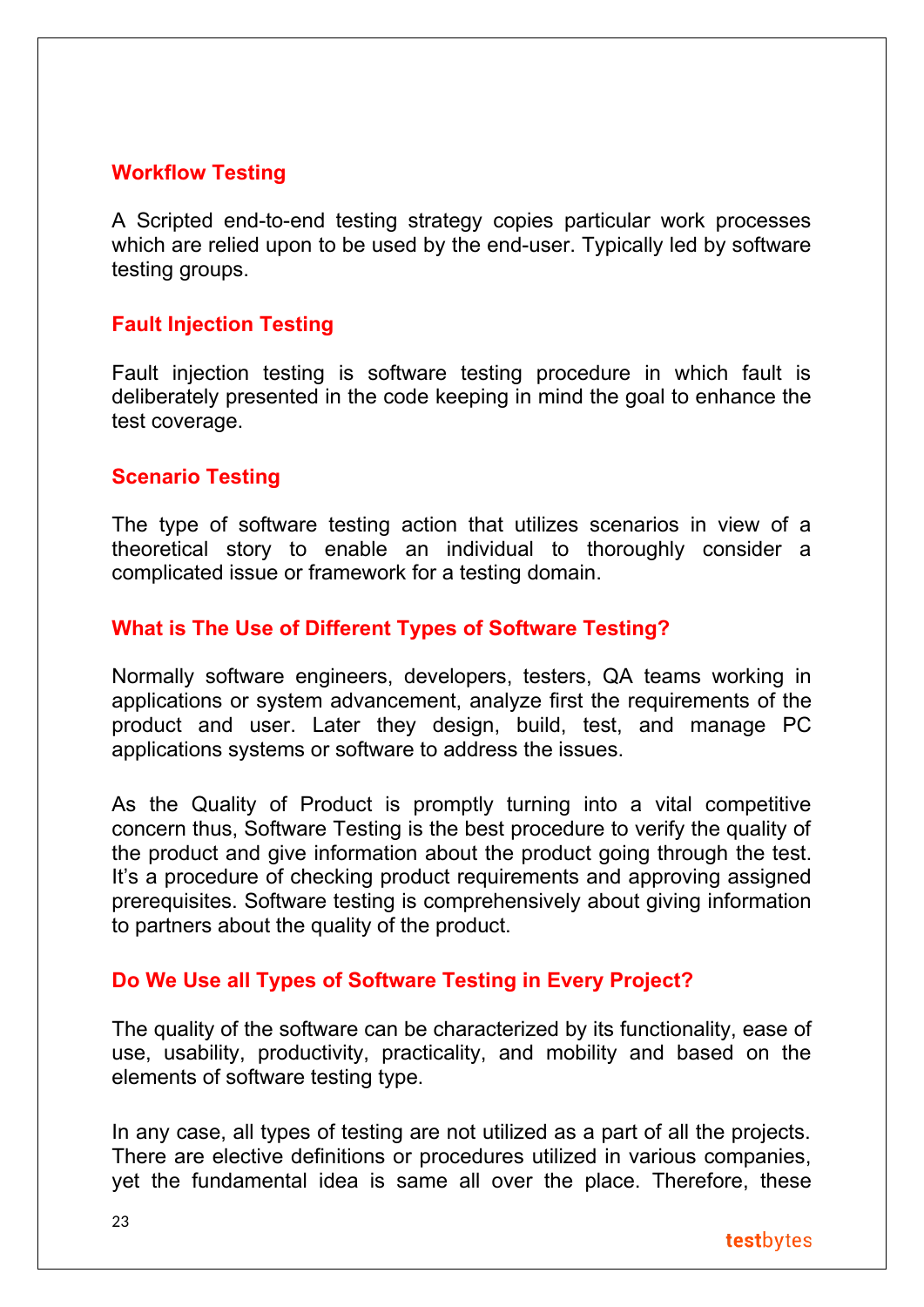### Workflow Testing

A Scripted end-to-end testing strategy copies particular work processes which are relied upon to be used by the end-user. Typically led by software testing groups.

### Fault Injection Testing

Fault injection testing is software testing procedure in which fault is deliberately presented in the code keeping in mind the goal to enhance the test coverage.

### Scenario Testing

The type of software testing action that utilizes scenarios in view of a theoretical story to enable an individual to thoroughly consider a complicated issue or framework for a testing domain.

### What is The Use of Different Types of Software Testing?

Normally software engineers, developers, testers, QA teams working in applications or system advancement, analyze first the requirements of the product and user. Later they design, build, test, and manage PC applications systems or software to address the issues.

As the Quality of Product is promptly turning into a vital competitive concern thus, Software Testing is the best procedure to verify the quality of the product and give information about the product going through the test. It's a procedure of checking product requirements and approving assigned prerequisites. Software testing is comprehensively about giving information to partners about the quality of the product.

### Do We Use all Types of Software Testing in Every Project?

The quality of the software can be characterized by its functionality, ease of use, usability, productivity, practicality, and mobility and based on the elements of software testing type.

In any case, all types of testing are not utilized as a part of all the projects. There are elective definitions or procedures utilized in various companies, yet the fundamental idea is same all over the place. Therefore, these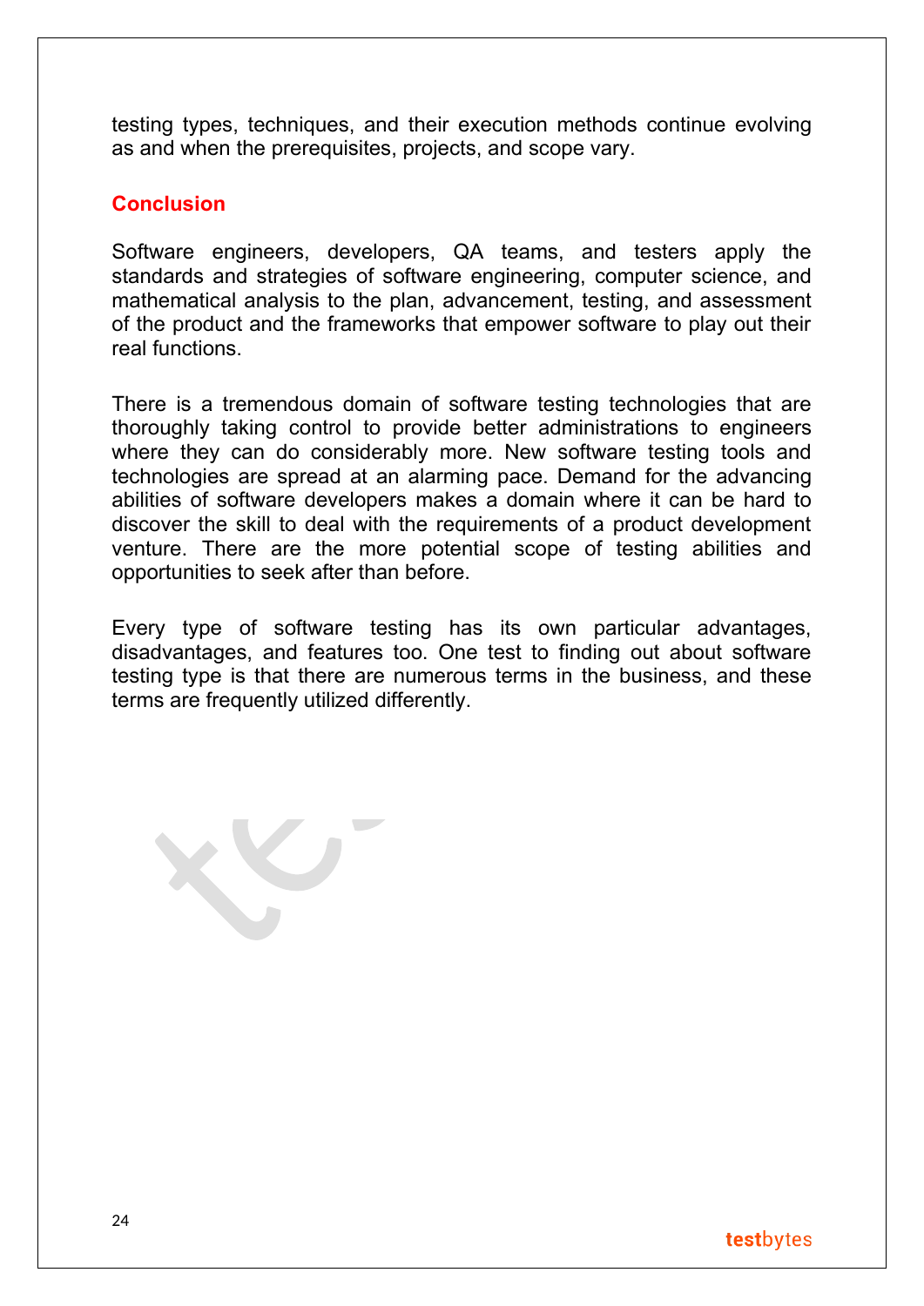testing types, techniques, and their execution methods continue evolving as and when the prerequisites, projects, and scope vary.

## Conclusion

Software engineers, developers, QA teams, and testers apply the standards and strategies of software engineering, computer science, and mathematical analysis to the plan, advancement, testing, and assessment of the product and the frameworks that empower software to play out their real functions.

There is a tremendous domain of software testing technologies that are thoroughly taking control to provide better administrations to engineers where they can do considerably more. New software testing tools and technologies are spread at an alarming pace. Demand for the advancing abilities of software developers makes a domain where it can be hard to discover the skill to deal with the requirements of a product development venture. There are the more potential scope of testing abilities and opportunities to seek after than before.

Every type of software testing has its own particular advantages, disadvantages, and features too. One test to finding out about software testing type is that there are numerous terms in the business, and these terms are frequently utilized differently.